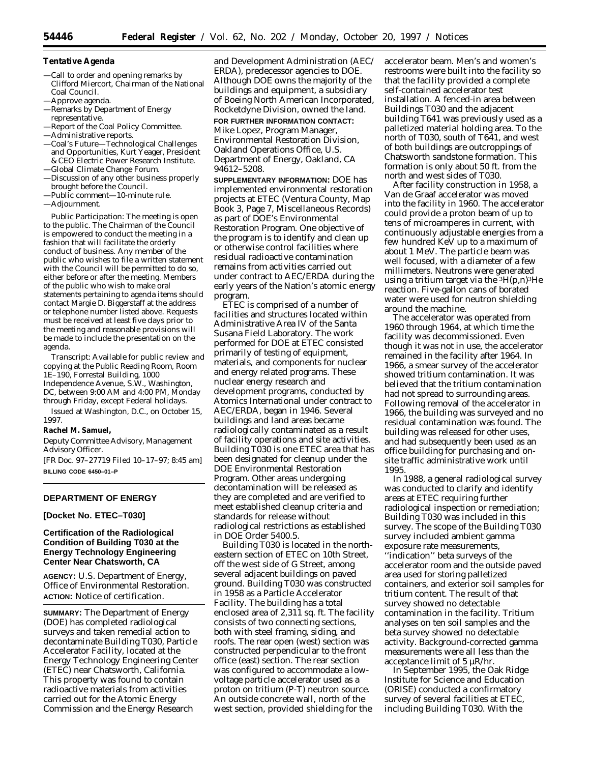**Tentative Agenda**

- —Call to order and opening remarks by Clifford Miercort, Chairman of the National Coal Council.
- —Approve agenda.
- —Remarks by Department of Energy representative.
- —Report of the Coal Policy Committee.
- —Administrative reports.
- —Coal's Future—Technological Challenges and Opportunities, Kurt Yeager, President & CEO Electric Power Research Institute.
- —Global Climate Change Forum.
- —Discussion of any other business properly brought before the Council.
- —Public comment—10-minute rule.
- —Adjournment.

*Public Participation:* The meeting is open to the public. The Chairman of the Council is empowered to conduct the meeting in a fashion that will facilitate the orderly conduct of business. Any member of the public who wishes to file a written statement with the Council will be permitted to do so, either before or after the meeting. Members of the public who wish to make oral statements pertaining to agenda items should contact Margie D. Biggerstaff at the address or telephone number listed above. Requests must be received at least five days prior to the meeting and reasonable provisions will be made to include the presentation on the agenda.

*Transcript:* Available for public review and copying at the Public Reading Room, Room 1E–190, Forrestal Building, 1000 Independence Avenue, S.W., Washington, DC, between 9:00 AM and 4:00 PM, Monday through Friday, except Federal holidays.

Issued at Washington, D.C., on October 15, 1997.

**Rachel M. Samuel,**

*Deputy Committee Advisory, Management Advisory Officer.*

[FR Doc. 97–27719 Filed 10–17–97; 8:45 am]

**BILLING CODE 6450–01–P**

---

## DEPARTMENT OF ENERGY

**[Docket No. ETEC–T030]**

## Certification of the Radiological Condition of Building T030 at the Energy Technology Engineering Center Near Chatsworth, CA

**AGENCY:** U.S. Department of Energy, Office of Environmental Restoration.

**ACTION:** Notice of certification.

**SUMMARY:** The Department of Energy (DOE) has completed radiological surveys and taken remedial action to decontaminate Building T030, Particle Accelerator Facility, located at the Energy Technology Engineering Center (ETEC) near Chatsworth, California. This property was found to contain radioactive materials from activities carried out for the Atomic Energy Commission and the Energy Research and Development Administration (AEC/ERDA), predecessor agencies to DOE. Although DOE owns the majority of the buildings and equipment, a subsidiary of Boeing North American Incorporated, Rocketdyne Division, owned the land.

**FOR FURTHER INFORMATION CONTACT:** Mike Lopez, Program Manager, Environmental Restoration Division, Oakland Operations Office, U.S. Department of Energy, Oakland, CA 94612–5208.

**SUPPLEMENTARY INFORMATION:** DOE has implemented environmental restoration projects at ETEC (Ventura County, Map Book 3, Page 7, Miscellaneous Records) as part of DOE's Environmental Restoration Program. One objective of the program is to identify and clean up or otherwise control facilities where residual radioactive contamination remains from activities carried out under contract to AEC/ERDA during the early years of the Nation's atomic energy program.

ETEC is comprised of a number of facilities and structures located within Administrative Area IV of the Santa Susana Field Laboratory. The work performed for DOE at ETEC consisted primarily of testing of equipment, materials, and components for nuclear and energy related programs. These nuclear energy research and development programs, conducted by Atomics International under contract to AEC/ERDA, began in 1946. Several buildings and land areas became radiologically contaminated as a result of facility operations and site activities. Building T030 is one ETEC area that has been designated for cleanup under the DOE Environmental Restoration Program. Other areas undergoing decontamination will be released as they are completed and are verified to meet established cleanup criteria and standards for release without radiological restrictions as established in DOE Order 5400.5.

Building T030 is located in the north-eastern section of ETEC on 10th Street, off the west side of G Street, among several adjacent buildings on paved ground. Building T030 was constructed in 1958 as a Particle Accelerator Facility. The building has a total enclosed area of 2,311 sq. ft. The facility consists of two connecting sections, both with steel framing, siding, and roofs. The rear open (west) section was constructed perpendicular to the front office (east) section. The rear section was configured to accommodate a low-voltage particle accelerator used as a proton on tritium (P-T) neutron source. An outside concrete wall, north of the west section, provided shielding for the accelerator beam. Men's and women's restrooms were built into the facility so that the facility provided a complete self-contained accelerator test installation. A fenced-in area between Buildings T030 and the adjacent building T641 was previously used as a palletized material holding area. To the north of T030, south of T641, and west of both buildings are outcroppings of Chatsworth sandstone formation. This formation is only about 50 ft. from the north and west sides of T030.

After facility construction in 1958, a Van de Graaf accelerator was moved into the facility in 1960. The accelerator could provide a proton beam of up to tens of microamperes in current, with continuously adjustable energies from a few hundred KeV up to a maximum of about 1 MeV. The particle beam was well focused, with a diameter of a few millimeters. Neutrons were generated using a tritium target via the $^{3}H(p,n)^{3}He$ reaction. Five-gallon cans of borated water were used for neutron shielding around the machine.

The accelerator was operated from 1960 through 1964, at which time the facility was decommissioned. Even though it was not in use, the accelerator remained in the facility after 1964. In 1966, a smear survey of the accelerator showed tritium contamination. It was believed that the tritium contamination had not spread to surrounding areas. Following removal of the accelerator in 1966, the building was surveyed and no residual contamination was found. The building was released for other uses, and had subsequently been used as an office building for purchasing and on-site traffic administrative work until 1995.

In 1988, a general radiological survey was conducted to clarify and identify areas at ETEC requiring further radiological inspection or remediation; Building T030 was included in this survey. The scope of the Building T030 survey included ambient gamma exposure rate measurements, "indication" beta surveys of the accelerator room and the outside paved area used for storing palletized containers, and exterior soil samples for tritium content. The result of that survey showed no detectable contamination in the facility. Tritium analyses on ten soil samples and the beta survey showed no detectable activity. Background-corrected gamma measurements were all less than the acceptance limit of 5 μR/hr.

In September 1995, the Oak Ridge Institute for Science and Education (ORISE) conducted a confirmatory survey of several facilities at ETEC, including Building T030. With the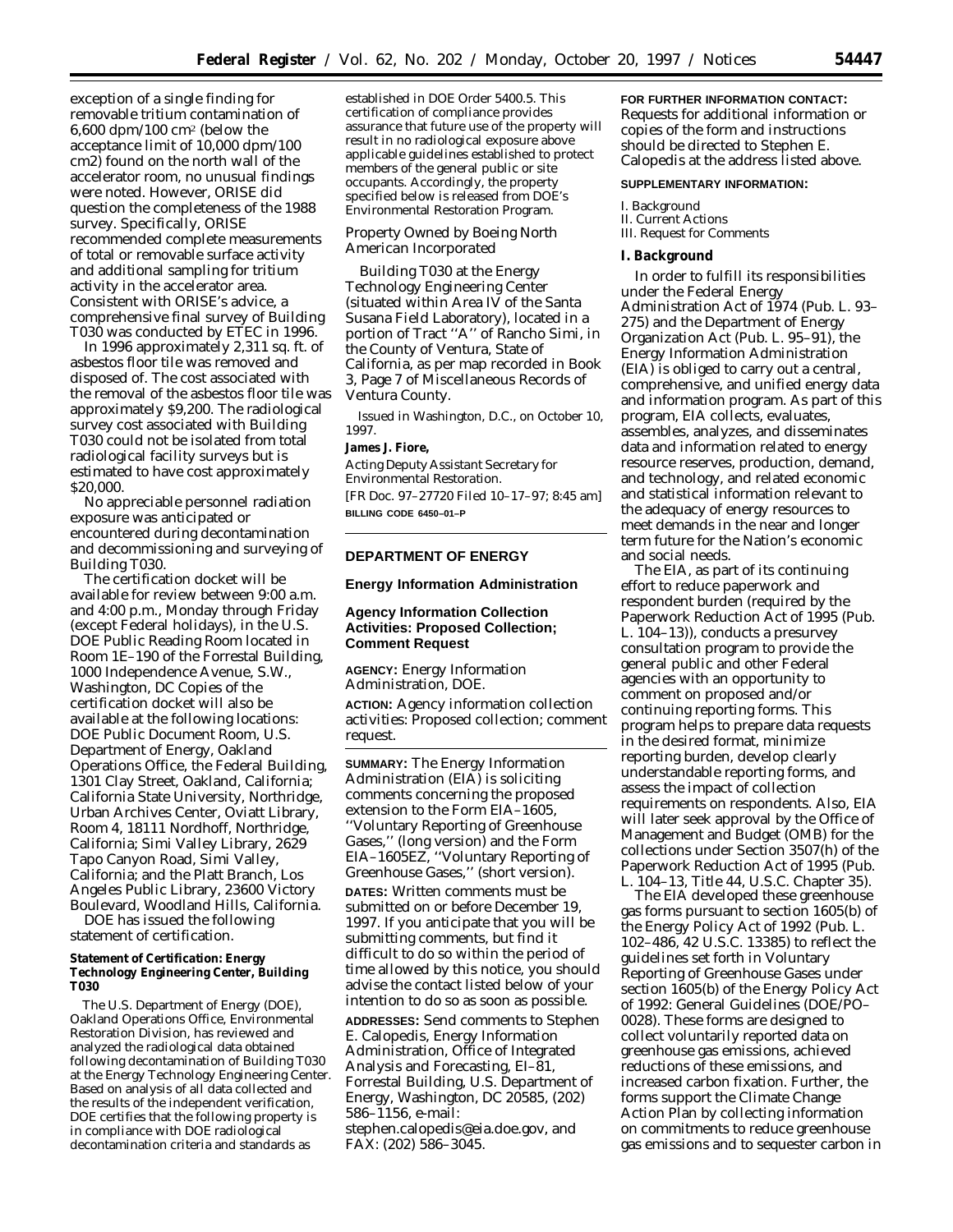exception of a single finding for removable tritium contamination of 6,600 dpm/100 $cm^2$ (below the acceptance limit of 10,000 dpm/100 cm2) found on the north wall of the accelerator room, no unusual findings were noted. However, ORISE did question the completeness of the 1988 survey. Specifically, ORISE recommended complete measurements of total or removable surface activity and additional sampling for tritium activity in the accelerator area. Consistent with ORISE's advice, a comprehensive final survey of Building T030 was conducted by ETEC in 1996.

In 1996 approximately 2,311 sq. ft. of asbestos floor tile was removed and disposed of. The cost associated with the removal of the asbestos floor tile was approximately $9,200. The radiological survey cost associated with Building T030 could not be isolated from total radiological facility surveys but is estimated to have cost approximately $20,000.

No appreciable personnel radiation exposure was anticipated or encountered during decontamination and decommissioning and surveying of Building T030.

The certification docket will be available for review between 9:00 a.m. and 4:00 p.m., Monday through Friday (except Federal holidays), in the U.S. DOE Public Reading Room located in Room 1E–190 of the Forrestal Building, 1000 Independence Avenue, S.W., Washington, DC Copies of the certification docket will also be available at the following locations: DOE Public Document Room, U.S. Department of Energy, Oakland Operations Office, the Federal Building, 1301 Clay Street, Oakland, California; California State University, Northridge, Urban Archives Center, Oviatt Library, Room 4, 18111 Nordhoff, Northridge, California; Simi Valley Library, 2629 Tapo Canyon Road, Simi Valley, California; and the Platt Branch, Los Angeles Public Library, 23600 Victory Boulevard, Woodland Hills, California.

DOE has issued the following statement of certification.

**Statement of Certification: Energy Technology Engineering Center, Building T030**

The U.S. Department of Energy (DOE), Oakland Operations Office, Environmental Restoration Division, has reviewed and analyzed the radiological data obtained following decontamination of Building T030 at the Energy Technology Engineering Center. Based on analysis of all data collected and the results of the independent verification, DOE certifies that the following property is in compliance with DOE radiological decontamination criteria and standards as established in DOE Order 5400.5. This certification of compliance provides assurance that future use of the property will result in no radiological exposure above applicable guidelines established to protect members of the general public or site occupants. Accordingly, the property specified below is released from DOE's Environmental Restoration Program.

*Property Owned by Boeing North American Incorporated*

Building T030 at the Energy Technology Engineering Center (situated within Area IV of the Santa Susana Field Laboratory), located in a portion of Tract ''A'' of Rancho Simi, in the County of Ventura, State of California, as per map recorded in Book 3, Page 7 of Miscellaneous Records of Ventura County.

Issued in Washington, D.C., on October 10, 1997.

**James J. Fiore,**

*Acting Deputy Assistant Secretary for Environmental Restoration.*

[FR Doc. 97–27720 Filed 10–17–97; 8:45 am]

**BILLING CODE 6450–01–P**

---

## DEPARTMENT OF ENERGY

### Energy Information Administration

### Agency Information Collection Activities: Proposed Collection; Comment Request

**AGENCY:** Energy Information Administration, DOE.

**ACTION:** Agency information collection activities: Proposed collection; comment request.

**SUMMARY:** The Energy Information Administration (EIA) is soliciting comments concerning the proposed extension to the Form EIA–1605, ''Voluntary Reporting of Greenhouse Gases,'' (long version) and the Form EIA–1605EZ, ''Voluntary Reporting of Greenhouse Gases,'' (short version).

**DATES:** Written comments must be submitted on or before December 19, 1997. If you anticipate that you will be submitting comments, but find it difficult to do so within the period of time allowed by this notice, you should advise the contact listed below of your intention to do so as soon as possible.

**ADDRESSES:** Send comments to Stephen E. Calopedis, Energy Information Administration, Office of Integrated Analysis and Forecasting, EI–81, Forrestal Building, U.S. Department of Energy, Washington, DC 20585, (202) 586–1156, e-mail: stephen.calopedis@eia.doe.gov, and FAX: (202) 586–3045.

**FOR FURTHER INFORMATION CONTACT:** Requests for additional information or copies of the form and instructions should be directed to Stephen E. Calopedis at the address listed above.

**SUPPLEMENTARY INFORMATION:**

I. Background
II. Current Actions
III. Request for Comments

**I. Background**

In order to fulfill its responsibilities under the Federal Energy Administration Act of 1974 (Pub. L. 93–275) and the Department of Energy Organization Act (Pub. L. 95–91), the Energy Information Administration (EIA) is obliged to carry out a central, comprehensive, and unified energy data and information program. As part of this program, EIA collects, evaluates, assembles, analyzes, and disseminates data and information related to energy resource reserves, production, demand, and technology, and related economic and statistical information relevant to the adequacy of energy resources to meet demands in the near and longer term future for the Nation's economic and social needs.

The EIA, as part of its continuing effort to reduce paperwork and respondent burden (required by the Paperwork Reduction Act of 1995 (Pub. L. 104–13)), conducts a presurvey consultation program to provide the general public and other Federal agencies with an opportunity to comment on proposed and/or continuing reporting forms. This program helps to prepare data requests in the desired format, minimize reporting burden, develop clearly understandable reporting forms, and assess the impact of collection requirements on respondents. Also, EIA will later seek approval by the Office of Management and Budget (OMB) for the collections under Section 3507(h) of the Paperwork Reduction Act of 1995 (Pub. L. 104–13, Title 44, U.S.C. Chapter 35).

The EIA developed these greenhouse gas forms pursuant to section 1605(b) of the Energy Policy Act of 1992 (Pub. L. 102–486, 42 U.S.C. 13385) to reflect the guidelines set forth in Voluntary Reporting of Greenhouse Gases under section 1605(b) of the Energy Policy Act of 1992: General Guidelines (DOE/PO–0028). These forms are designed to collect voluntarily reported data on greenhouse gas emissions, achieved reductions of these emissions, and increased carbon fixation. Further, the forms support the Climate Change Action Plan by collecting information on commitments to reduce greenhouse gas emissions and to sequester carbon in